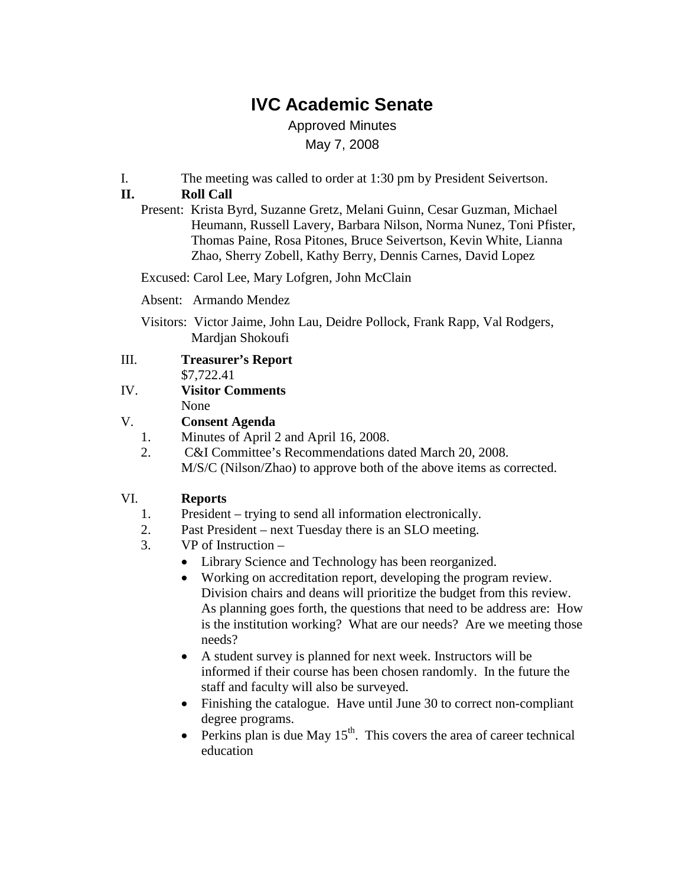# IVC Academic Senate

Approved Minutes

May 7, 2008

I. The meeting was called to order at 1:30 pm by President Seivertson.

**II. Roll Call**

Present: Krista Byrd, Suzanne Gretz, Melani Guinn, Cesar Guzman, Michael Heumann, Russell Lavery, Barbara Nilson, Norma Nunez, Toni Pfister, Thomas Paine, Rosa Pitones, Bruce Seivertson, Kevin White, Lianna Zhao, Sherry Zobell, Kathy Berry, Dennis Carnes, David Lopez

Excused: Carol Lee, Mary Lofgren, John McClain

Absent: Armando Mendez

Visitors: Victor Jaime, John Lau, Deidre Pollock, Frank Rapp, Val Rodgers, Mardjan Shokoufi

III. **Treasurer's Report**

$7,722.41

IV. **Visitor Comments**

None

V. **Consent Agenda**

1. Minutes of April 2 and April 16, 2008.
2. C&I Committee's Recommendations dated March 20, 2008.

M/S/C (Nilson/Zhao) to approve both of the above items as corrected.

VI. **Reports**

1. President – trying to send all information electronically.
2. Past President – next Tuesday there is an SLO meeting.
3. VP of Instruction –
   - Library Science and Technology has been reorganized.
   - Working on accreditation report, developing the program review. Division chairs and deans will prioritize the budget from this review. As planning goes forth, the questions that need to be address are: How is the institution working? What are our needs? Are we meeting those needs?
   - A student survey is planned for next week. Instructors will be informed if their course has been chosen randomly. In the future the staff and faculty will also be surveyed.
   - Finishing the catalogue. Have until June 30 to correct non-compliant degree programs.
   - Perkins plan is due May 15th. This covers the area of career technical education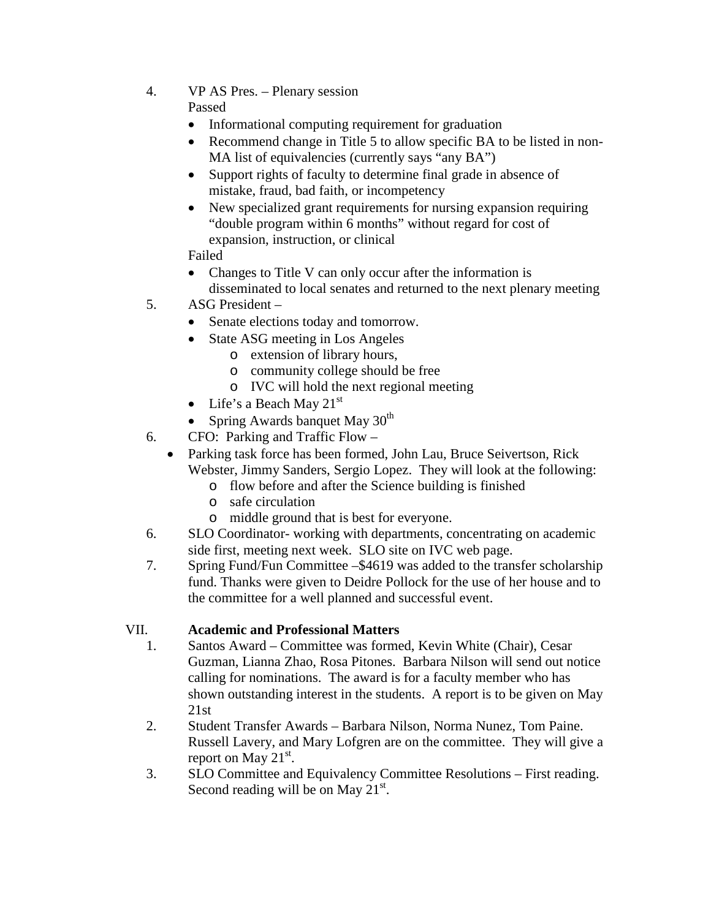4. VP AS Pres. – Plenary session

   Passed

   - Informational computing requirement for graduation
   - Recommend change in Title 5 to allow specific BA to be listed in non-MA list of equivalencies (currently says "any BA")
   - Support rights of faculty to determine final grade in absence of mistake, fraud, bad faith, or incompetency
   - New specialized grant requirements for nursing expansion requiring "double program within 6 months" without regard for cost of expansion, instruction, or clinical

   Failed

   - Changes to Title V can only occur after the information is disseminated to local senates and returned to the next plenary meeting

5. ASG President –
   - Senate elections today and tomorrow.
   - State ASG meeting in Los Angeles
     - extension of library hours,
     - community college should be free
     - IVC will hold the next regional meeting
   - Life's a Beach May 21st
   - Spring Awards banquet May 30th

6. CFO: Parking and Traffic Flow –
   - Parking task force has been formed, John Lau, Bruce Seivertson, Rick Webster, Jimmy Sanders, Sergio Lopez. They will look at the following:
     - flow before and after the Science building is finished
     - safe circulation
     - middle ground that is best for everyone.

6. SLO Coordinator- working with departments, concentrating on academic side first, meeting next week. SLO site on IVC web page.

7. Spring Fund/Fun Committee –$4619 was added to the transfer scholarship fund. Thanks were given to Deidre Pollock for the use of her house and to the committee for a well planned and successful event.

## VII. **Academic and Professional Matters**

1. Santos Award – Committee was formed, Kevin White (Chair), Cesar Guzman, Lianna Zhao, Rosa Pitones. Barbara Nilson will send out notice calling for nominations. The award is for a faculty member who has shown outstanding interest in the students. A report is to be given on May 21st

2. Student Transfer Awards – Barbara Nilson, Norma Nunez, Tom Paine. Russell Lavery, and Mary Lofgren are on the committee. They will give a report on May 21st.

3. SLO Committee and Equivalency Committee Resolutions – First reading. Second reading will be on May 21st.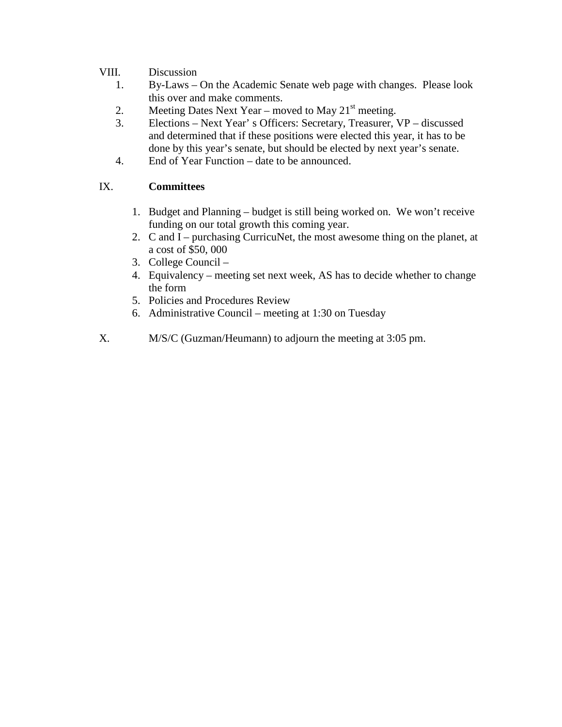VIII. Discussion

1. By-Laws – On the Academic Senate web page with changes.  Please look this over and make comments.
2. Meeting Dates Next Year – moved to May 21st meeting.
3. Elections – Next Year' s Officers: Secretary, Treasurer, VP – discussed and determined that if these positions were elected this year, it has to be done by this year's senate, but should be elected by next year's senate.
4. End of Year Function – date to be announced.

IX. **Committees**

1. Budget and Planning – budget is still being worked on.  We won't receive funding on our total growth this coming year.
2. C and I – purchasing CurricuNet, the most awesome thing on the planet, at a cost of $50, 000
3. College Council –
4. Equivalency – meeting set next week, AS has to decide whether to change the form
5. Policies and Procedures Review
6. Administrative Council – meeting at 1:30 on Tuesday

X. M/S/C (Guzman/Heumann) to adjourn the meeting at 3:05 pm.